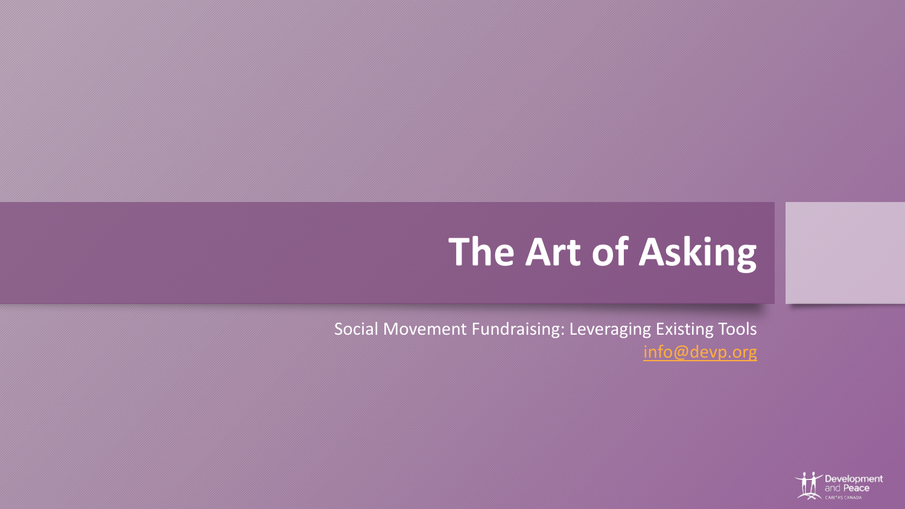# The Art of Asking

Social Movement Fundraising: Leveraging Existing Tools

info@devp.org

Development and Peace

CARITAS CANADA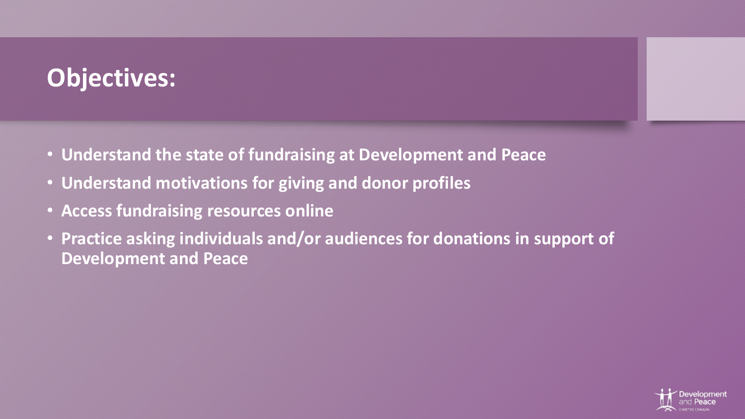# Objectives:

- **Understand the state of fundraising at Development and Peace**
- **Understand motivations for giving and donor profiles**
- **Access fundraising resources online**
- **Practice asking individuals and/or audiences for donations in support of Development and Peace**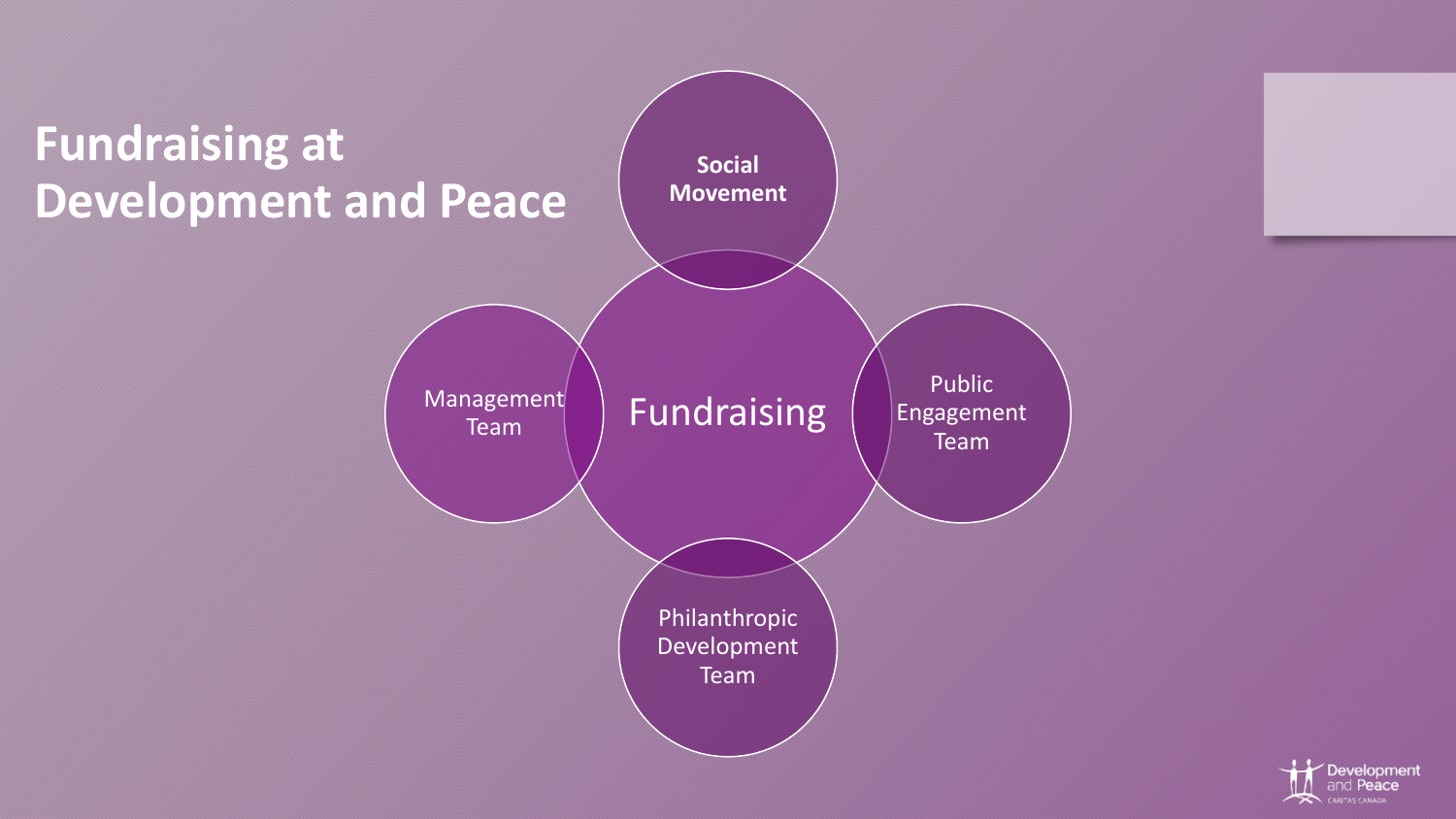# Fundraising at Development and Peace

Social Movement

Management Team

Fundraising

Public Engagement Team

Philanthropic Development Team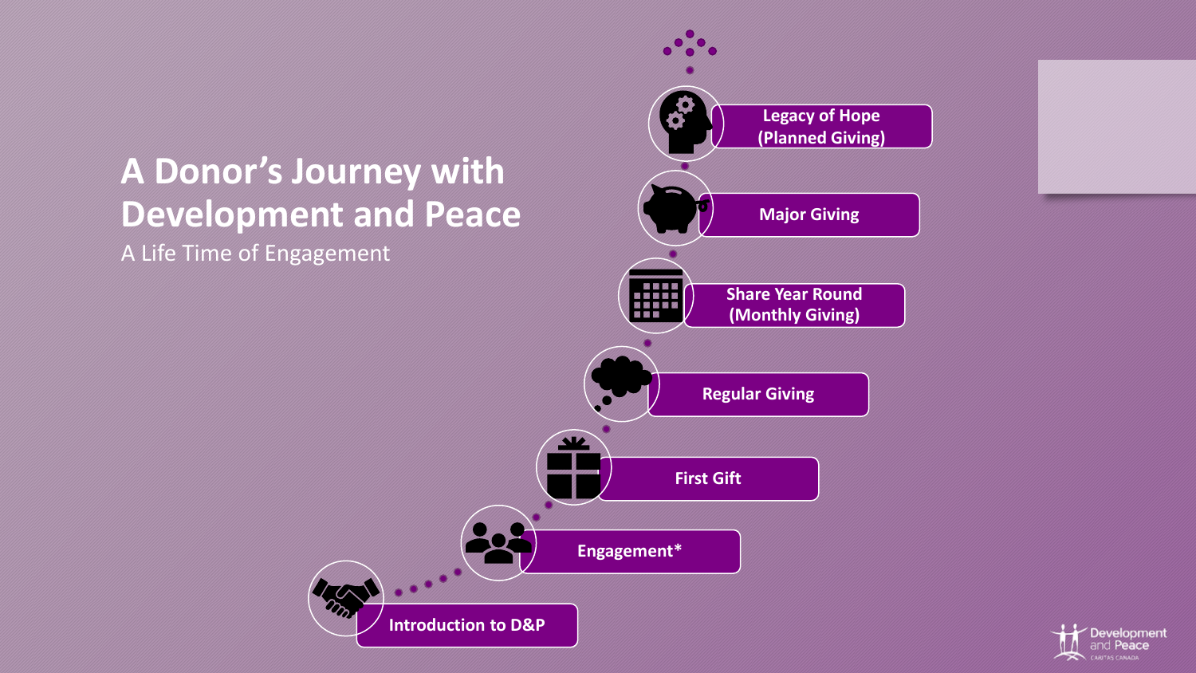# A Donor's Journey with Development and Peace

A Life Time of Engagement

- Introduction to D&P
- Engagement*
- First Gift
- Regular Giving
- Share Year Round (Monthly Giving)
- Major Giving
- Legacy of Hope (Planned Giving)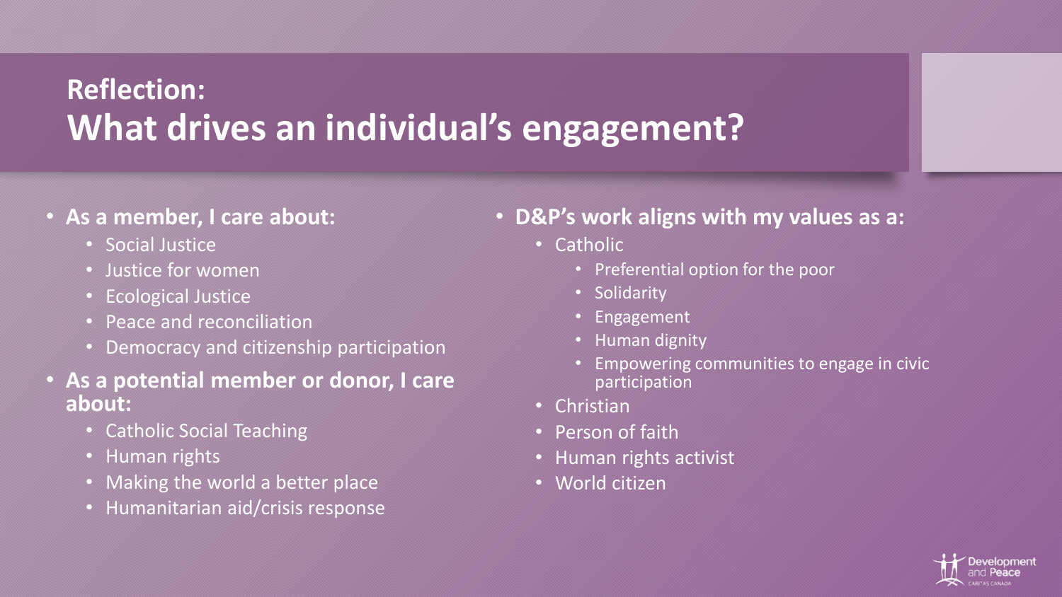## Reflection:
# What drives an individual's engagement?

- **As a member, I care about:**
  - Social Justice
  - Justice for women
  - Ecological Justice
  - Peace and reconciliation
  - Democracy and citizenship participation
- **As a potential member or donor, I care about:**
  - Catholic Social Teaching
  - Human rights
  - Making the world a better place
  - Humanitarian aid/crisis response

- **D&P's work aligns with my values as a:**
  - Catholic
    - Preferential option for the poor
    - Solidarity
    - Engagement
    - Human dignity
    - Empowering communities to engage in civic participation
  - Christian
  - Person of faith
  - Human rights activist
  - World citizen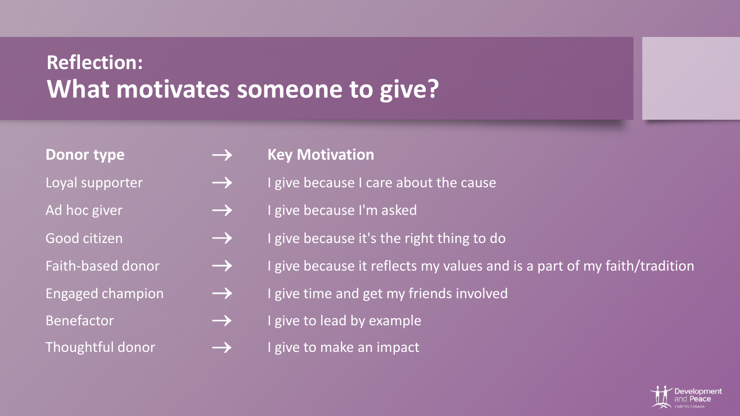## Reflection:
# What motivates someone to give?

| Donor type | → | Key Motivation |
| --- | --- | --- |
| Loyal supporter | → | I give because I care about the cause |
| Ad hoc giver | → | I give because I'm asked |
| Good citizen | → | I give because it's the right thing to do |
| Faith-based donor | → | I give because it reflects my values and is a part of my faith/tradition |
| Engaged champion | → | I give time and get my friends involved |
| Benefactor | → | I give to lead by example |
| Thoughtful donor | → | I give to make an impact |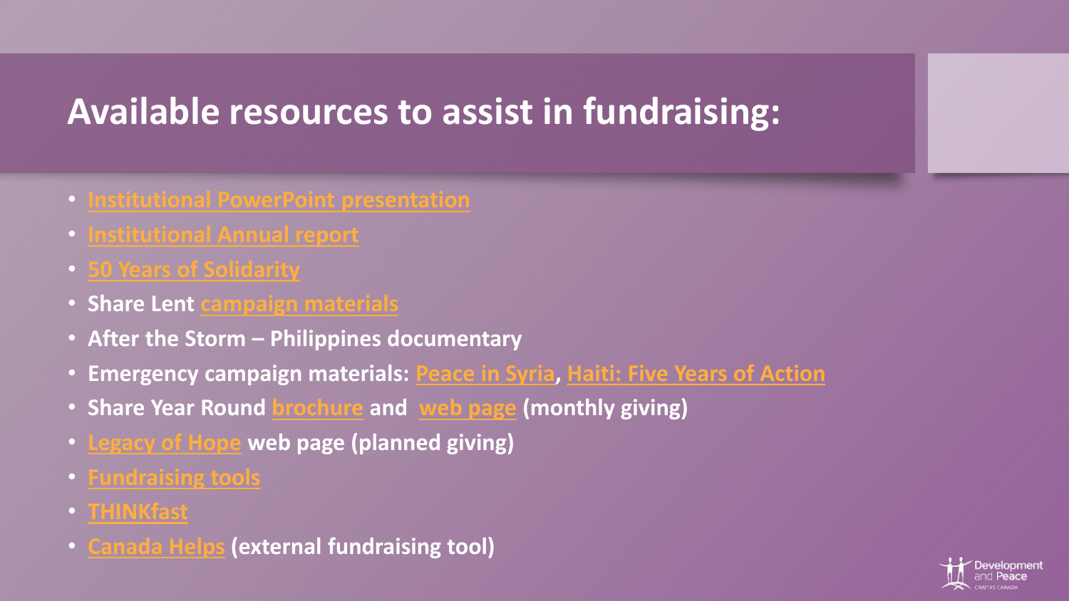# Available resources to assist in fundraising:

- Institutional PowerPoint presentation
- Institutional Annual report
- 50 Years of Solidarity
- Share Lent campaign materials
- After the Storm – Philippines documentary
- Emergency campaign materials: Peace in Syria, Haiti: Five Years of Action
- Share Year Round brochure and web page (monthly giving)
- Legacy of Hope web page (planned giving)
- Fundraising tools
- THINKfast
- Canada Helps (external fundraising tool)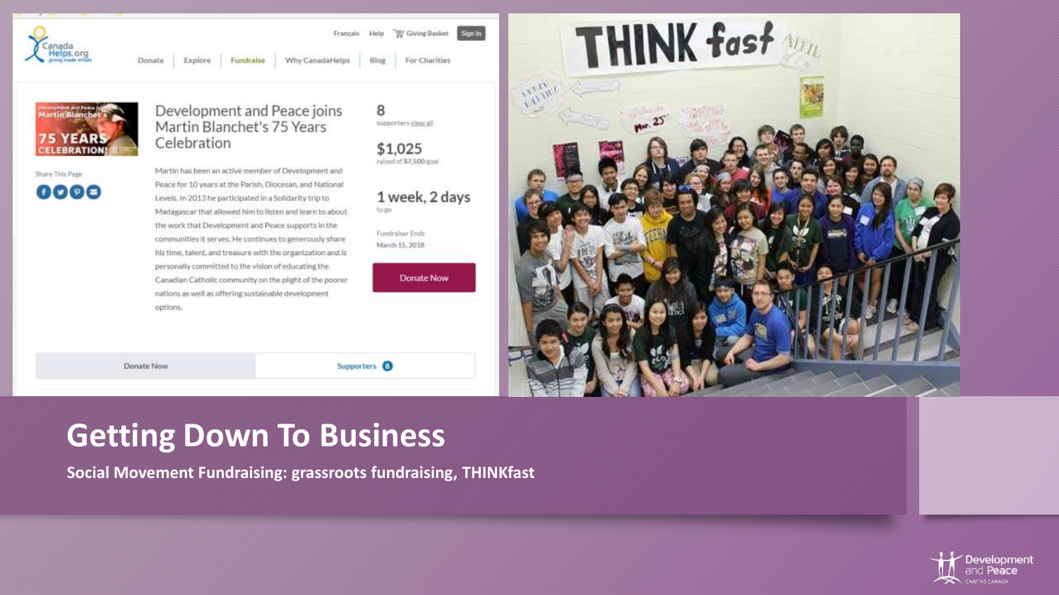# Getting Down To Business

**Social Movement Fundraising: grassroots fundraising, THINKfast**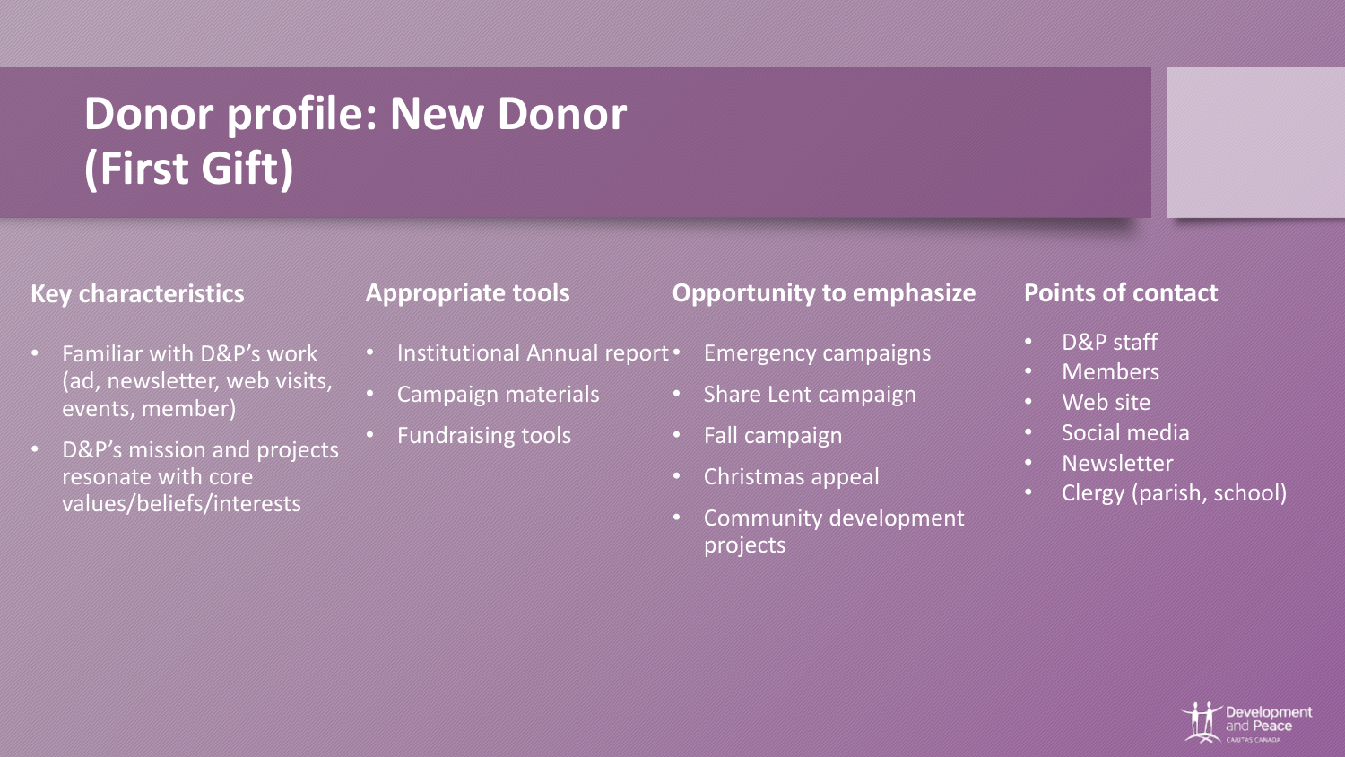# Donor profile: New Donor (First Gift)

### Key characteristics

- Familiar with D&P's work (ad, newsletter, web visits, events, member)
- D&P's mission and projects resonate with core values/beliefs/interests

### Appropriate tools

- Institutional Annual report
- Campaign materials
- Fundraising tools

### Opportunity to emphasize

- Emergency campaigns
- Share Lent campaign
- Fall campaign
- Christmas appeal
- Community development projects

### Points of contact

- D&P staff
- Members
- Web site
- Social media
- Newsletter
- Clergy (parish, school)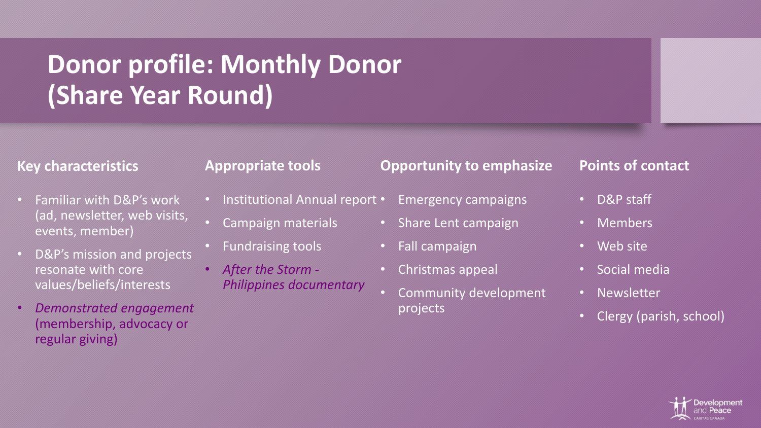# Donor profile: Monthly Donor (Share Year Round)

### Key characteristics

- Familiar with D&P's work (ad, newsletter, web visits, events, member)
- D&P's mission and projects resonate with core values/beliefs/interests
- *Demonstrated engagement* (membership, advocacy or regular giving)

### Appropriate tools

- Institutional Annual report
- Campaign materials
- Fundraising tools
- *After the Storm - Philippines documentary*

### Opportunity to emphasize

- Emergency campaigns
- Share Lent campaign
- Fall campaign
- Christmas appeal
- Community development projects

### Points of contact

- D&P staff
- Members
- Web site
- Social media
- Newsletter
- Clergy (parish, school)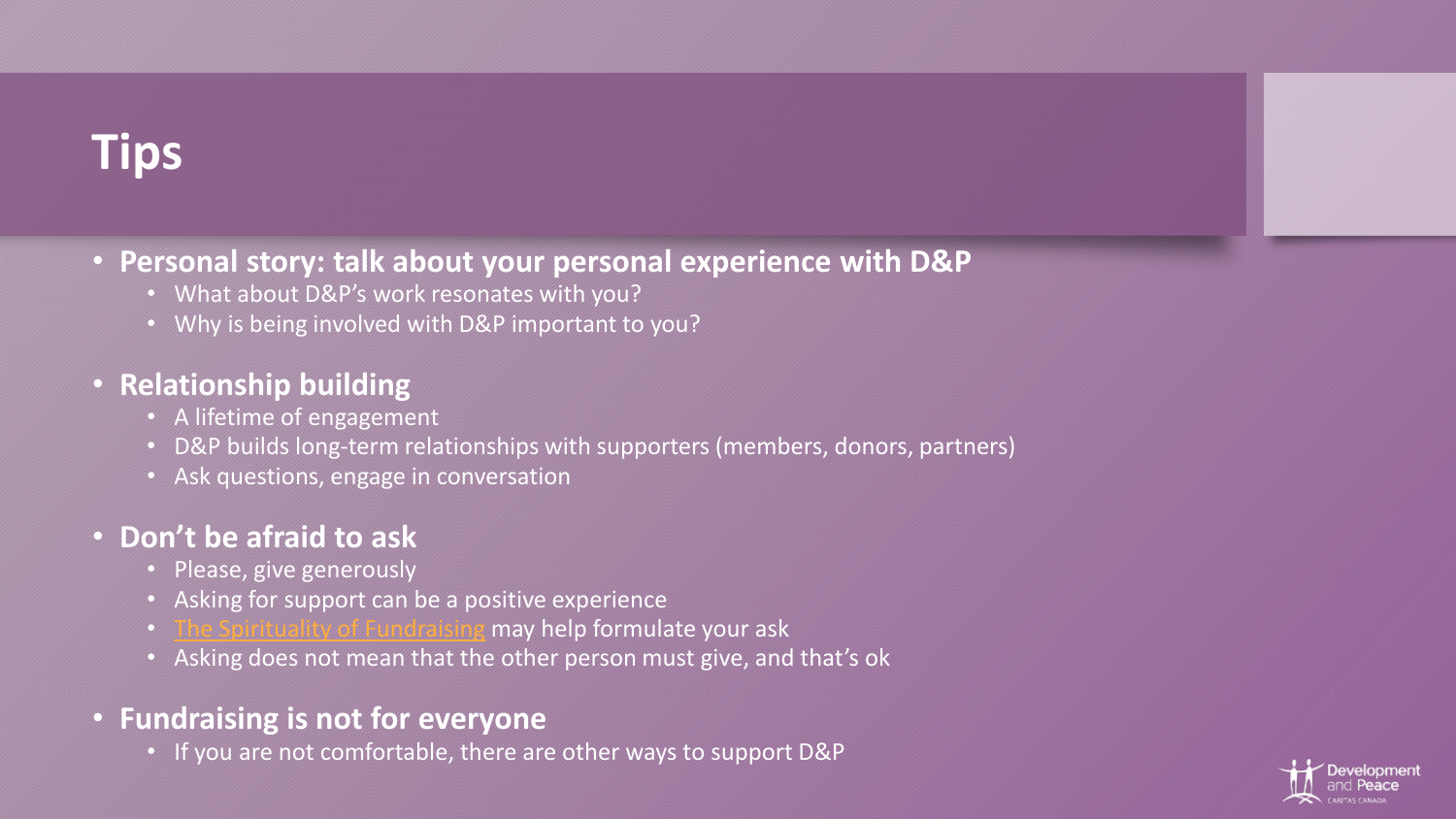# Tips

- **Personal story: talk about your personal experience with D&P**
  - What about D&P's work resonates with you?
  - Why is being involved with D&P important to you?
- **Relationship building**
  - A lifetime of engagement
  - D&P builds long-term relationships with supporters (members, donors, partners)
  - Ask questions, engage in conversation
- **Don't be afraid to ask**
  - Please, give generously
  - Asking for support can be a positive experience
  - The Spirituality of Fundraising may help formulate your ask
  - Asking does not mean that the other person must give, and that's ok
- **Fundraising is not for everyone**
  - If you are not comfortable, there are other ways to support D&P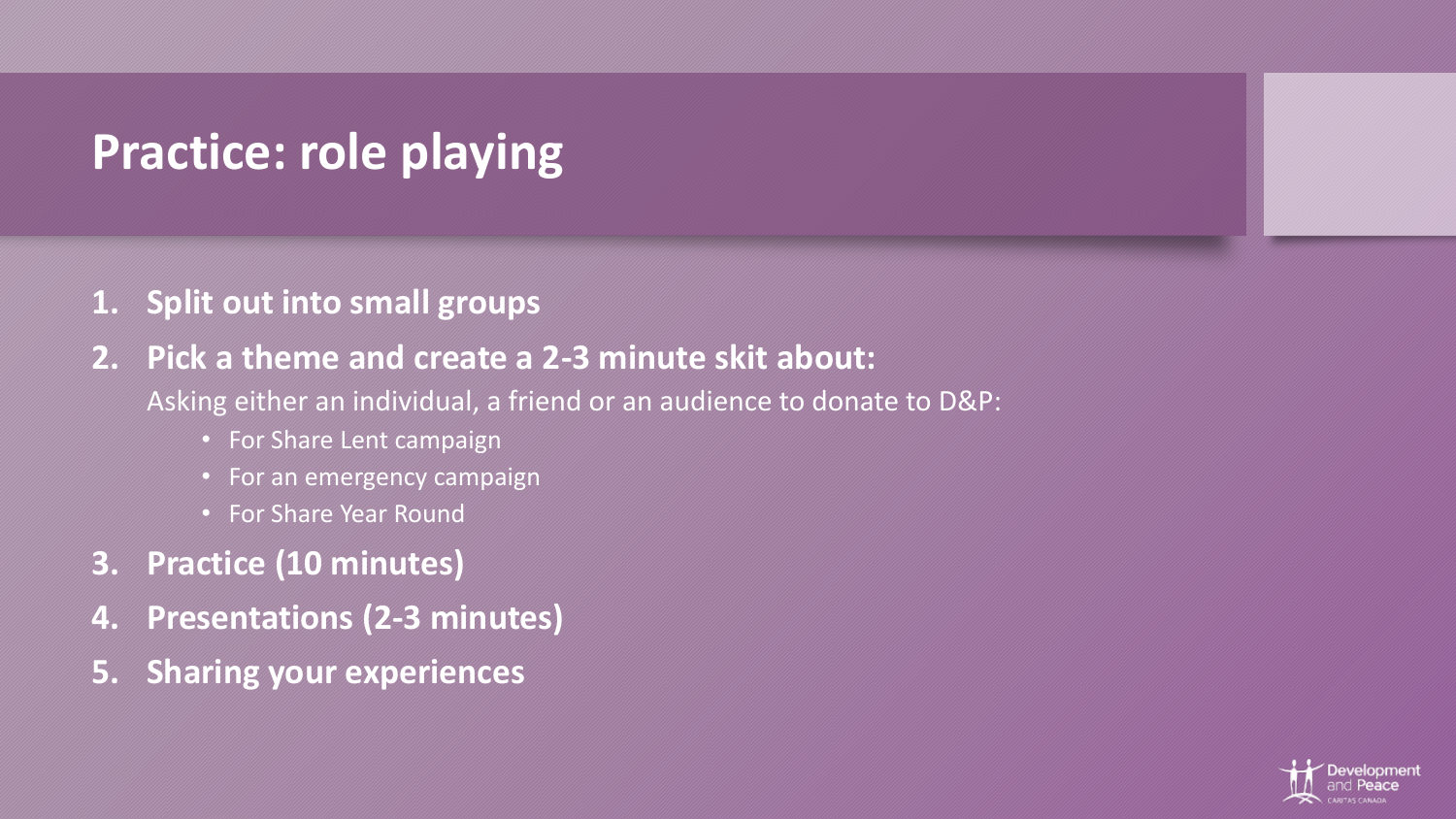# Practice: role playing

1. **Split out into small groups**
2. **Pick a theme and create a 2-3 minute skit about:**

   Asking either an individual, a friend or an audience to donate to D&P:

   - For Share Lent campaign
   - For an emergency campaign
   - For Share Year Round
3. **Practice (10 minutes)**
4. **Presentations (2-3 minutes)**
5. **Sharing your experiences**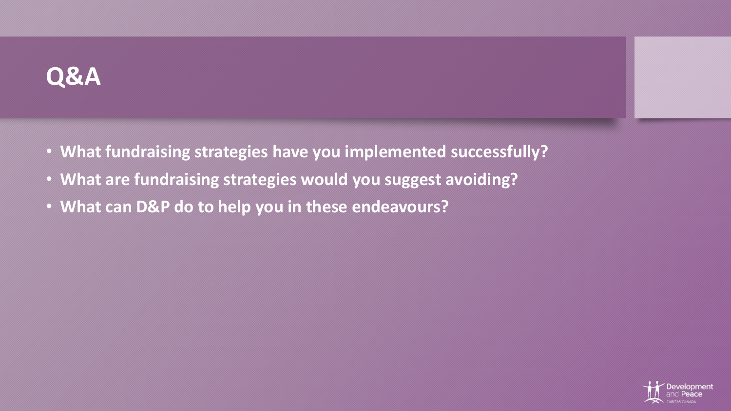# Q&A

- **What fundraising strategies have you implemented successfully?**
- **What are fundraising strategies would you suggest avoiding?**
- **What can D&P do to help you in these endeavours?**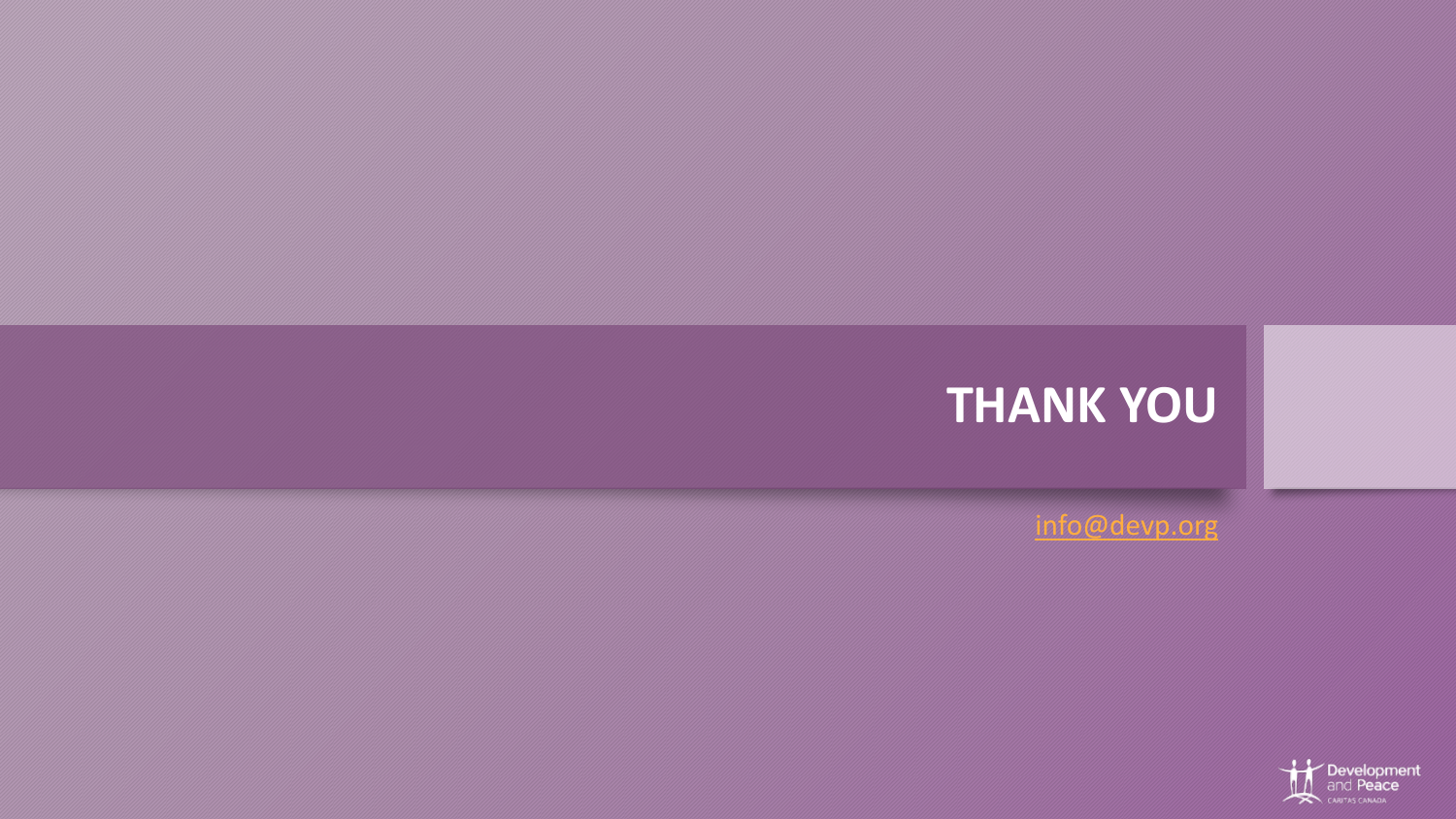# THANK YOU

info@devp.org